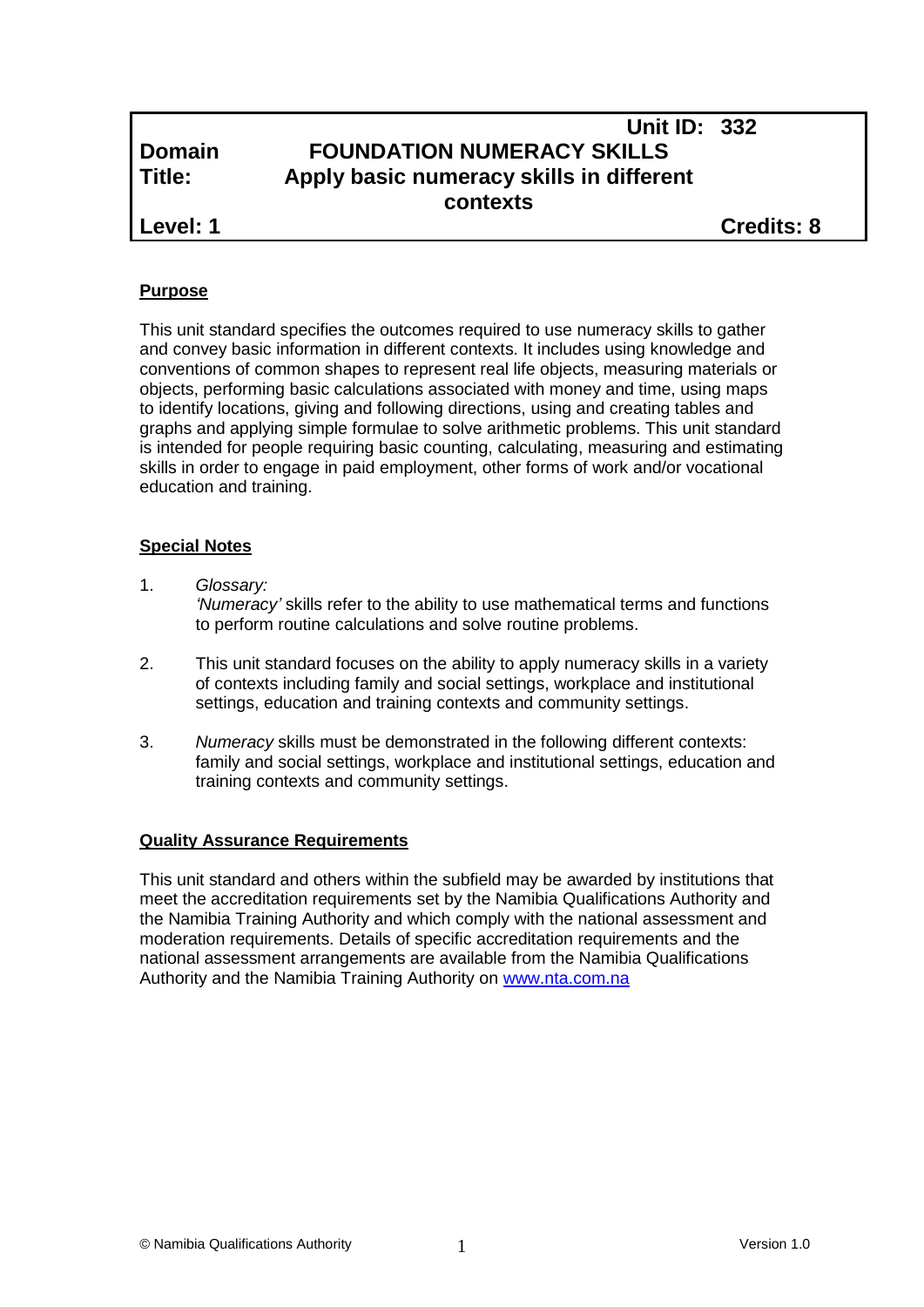| | Unit ID: 332 | |
|---|---|---|
| **Domain** | **FOUNDATION NUMERACY SKILLS** | |
| **Title:** | **Apply basic numeracy skills in different contexts** | |
| **Level: 1** | | **Credits: 8** |

**Purpose**

This unit standard specifies the outcomes required to use numeracy skills to gather and convey basic information in different contexts. It includes using knowledge and conventions of common shapes to represent real life objects, measuring materials or objects, performing basic calculations associated with money and time, using maps to identify locations, giving and following directions, using and creating tables and graphs and applying simple formulae to solve arithmetic problems. This unit standard is intended for people requiring basic counting, calculating, measuring and estimating skills in order to engage in paid employment, other forms of work and/or vocational education and training.

**Special Notes**

1. *Glossary:*
   *'Numeracy'* skills refer to the ability to use mathematical terms and functions to perform routine calculations and solve routine problems.

2. This unit standard focuses on the ability to apply numeracy skills in a variety of contexts including family and social settings, workplace and institutional settings, education and training contexts and community settings.

3. *Numeracy* skills must be demonstrated in the following different contexts: family and social settings, workplace and institutional settings, education and training contexts and community settings.

**Quality Assurance Requirements**

This unit standard and others within the subfield may be awarded by institutions that meet the accreditation requirements set by the Namibia Qualifications Authority and the Namibia Training Authority and which comply with the national assessment and moderation requirements. Details of specific accreditation requirements and the national assessment arrangements are available from the Namibia Qualifications Authority and the Namibia Training Authority on [www.nta.com.na](http://www.nta.com.na)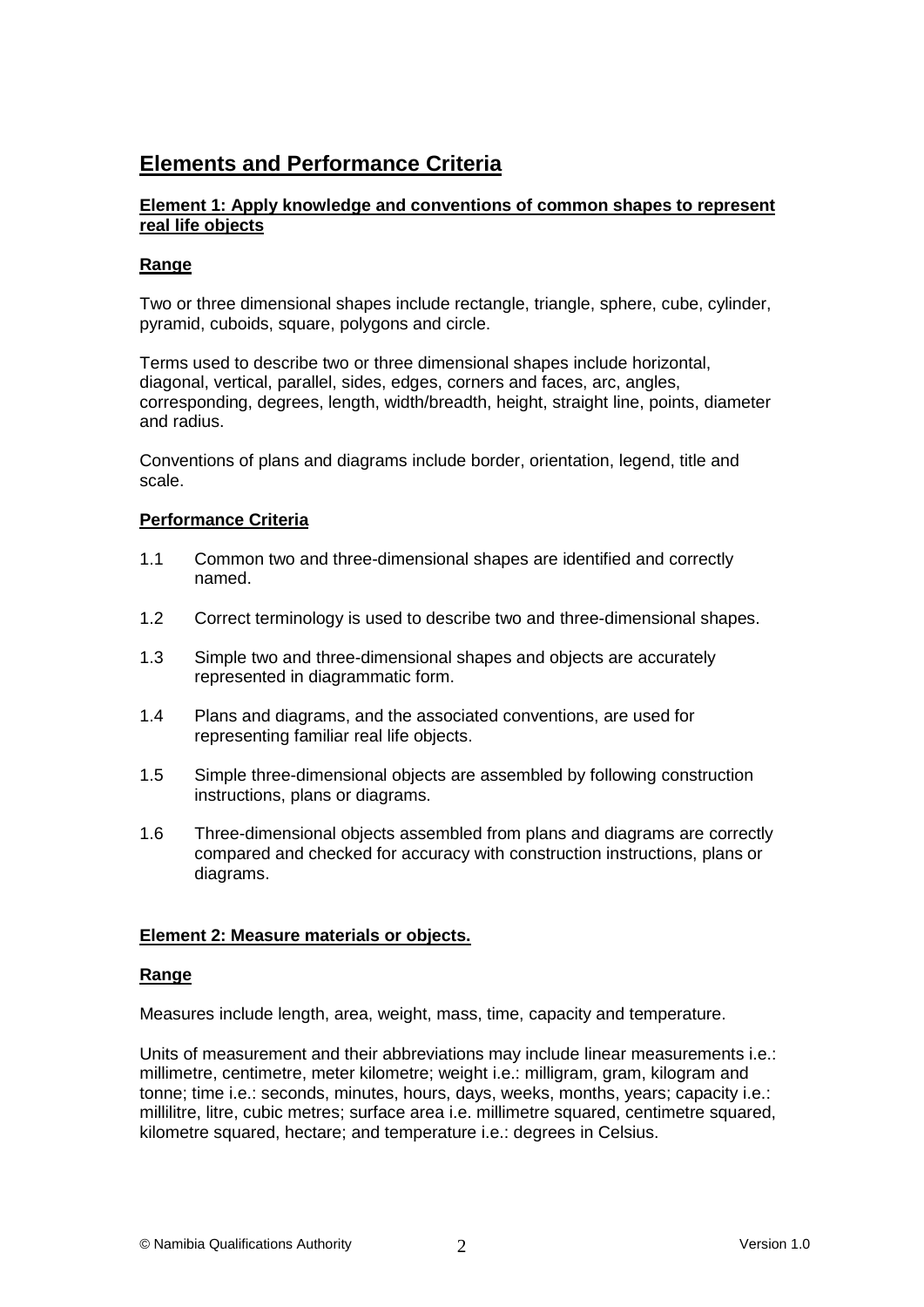## Elements and Performance Criteria

### Element 1: Apply knowledge and conventions of common shapes to represent real life objects

#### Range

Two or three dimensional shapes include rectangle, triangle, sphere, cube, cylinder, pyramid, cuboids, square, polygons and circle.

Terms used to describe two or three dimensional shapes include horizontal, diagonal, vertical, parallel, sides, edges, corners and faces, arc, angles, corresponding, degrees, length, width/breadth, height, straight line, points, diameter and radius.

Conventions of plans and diagrams include border, orientation, legend, title and scale.

#### Performance Criteria

1.1 Common two and three-dimensional shapes are identified and correctly named.

1.2 Correct terminology is used to describe two and three-dimensional shapes.

1.3 Simple two and three-dimensional shapes and objects are accurately represented in diagrammatic form.

1.4 Plans and diagrams, and the associated conventions, are used for representing familiar real life objects.

1.5 Simple three-dimensional objects are assembled by following construction instructions, plans or diagrams.

1.6 Three-dimensional objects assembled from plans and diagrams are correctly compared and checked for accuracy with construction instructions, plans or diagrams.

### Element 2: Measure materials or objects.

#### Range

Measures include length, area, weight, mass, time, capacity and temperature.

Units of measurement and their abbreviations may include linear measurements i.e.: millimetre, centimetre, meter kilometre; weight i.e.: milligram, gram, kilogram and tonne; time i.e.: seconds, minutes, hours, days, weeks, months, years; capacity i.e.: millilitre, litre, cubic metres; surface area i.e. millimetre squared, centimetre squared, kilometre squared, hectare; and temperature i.e.: degrees in Celsius.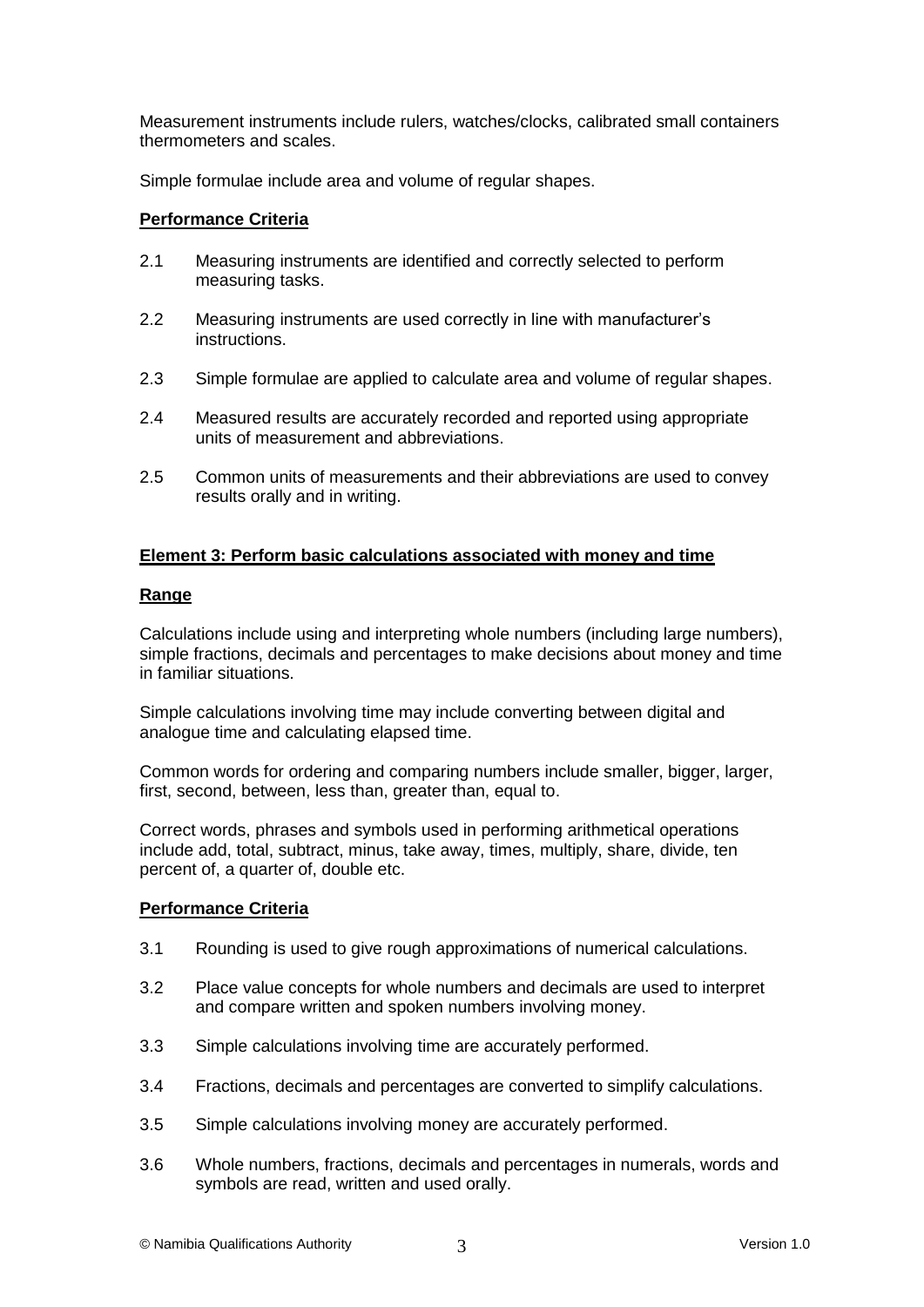Measurement instruments include rulers, watches/clocks, calibrated small containers thermometers and scales.

Simple formulae include area and volume of regular shapes.

**Performance Criteria**

2.1 Measuring instruments are identified and correctly selected to perform measuring tasks.

2.2 Measuring instruments are used correctly in line with manufacturer's instructions.

2.3 Simple formulae are applied to calculate area and volume of regular shapes.

2.4 Measured results are accurately recorded and reported using appropriate units of measurement and abbreviations.

2.5 Common units of measurements and their abbreviations are used to convey results orally and in writing.

**Element 3: Perform basic calculations associated with money and time**

**Range**

Calculations include using and interpreting whole numbers (including large numbers), simple fractions, decimals and percentages to make decisions about money and time in familiar situations.

Simple calculations involving time may include converting between digital and analogue time and calculating elapsed time.

Common words for ordering and comparing numbers include smaller, bigger, larger, first, second, between, less than, greater than, equal to.

Correct words, phrases and symbols used in performing arithmetical operations include add, total, subtract, minus, take away, times, multiply, share, divide, ten percent of, a quarter of, double etc.

**Performance Criteria**

3.1 Rounding is used to give rough approximations of numerical calculations.

3.2 Place value concepts for whole numbers and decimals are used to interpret and compare written and spoken numbers involving money.

3.3 Simple calculations involving time are accurately performed.

3.4 Fractions, decimals and percentages are converted to simplify calculations.

3.5 Simple calculations involving money are accurately performed.

3.6 Whole numbers, fractions, decimals and percentages in numerals, words and symbols are read, written and used orally.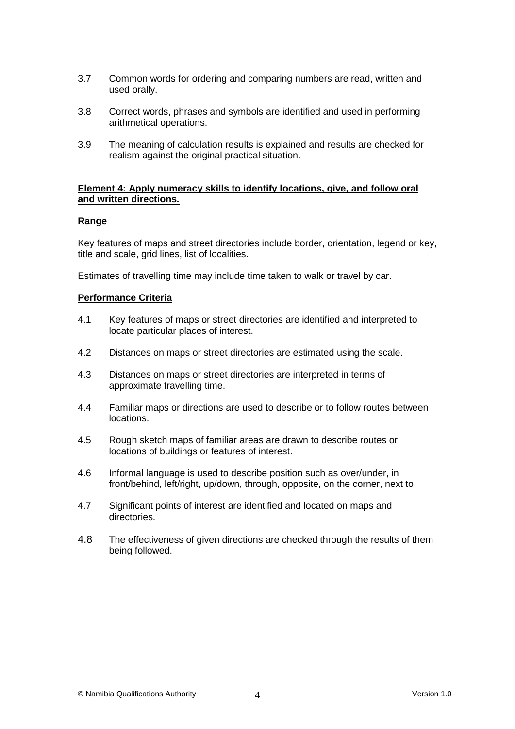3.7 Common words for ordering and comparing numbers are read, written and used orally.

3.8 Correct words, phrases and symbols are identified and used in performing arithmetical operations.

3.9 The meaning of calculation results is explained and results are checked for realism against the original practical situation.

**Element 4: Apply numeracy skills to identify locations, give, and follow oral and written directions.**

**Range**

Key features of maps and street directories include border, orientation, legend or key, title and scale, grid lines, list of localities.

Estimates of travelling time may include time taken to walk or travel by car.

**Performance Criteria**

4.1 Key features of maps or street directories are identified and interpreted to locate particular places of interest.

4.2 Distances on maps or street directories are estimated using the scale.

4.3 Distances on maps or street directories are interpreted in terms of approximate travelling time.

4.4 Familiar maps or directions are used to describe or to follow routes between locations.

4.5 Rough sketch maps of familiar areas are drawn to describe routes or locations of buildings or features of interest.

4.6 Informal language is used to describe position such as over/under, in front/behind, left/right, up/down, through, opposite, on the corner, next to.

4.7 Significant points of interest are identified and located on maps and directories.

4.8 The effectiveness of given directions are checked through the results of them being followed.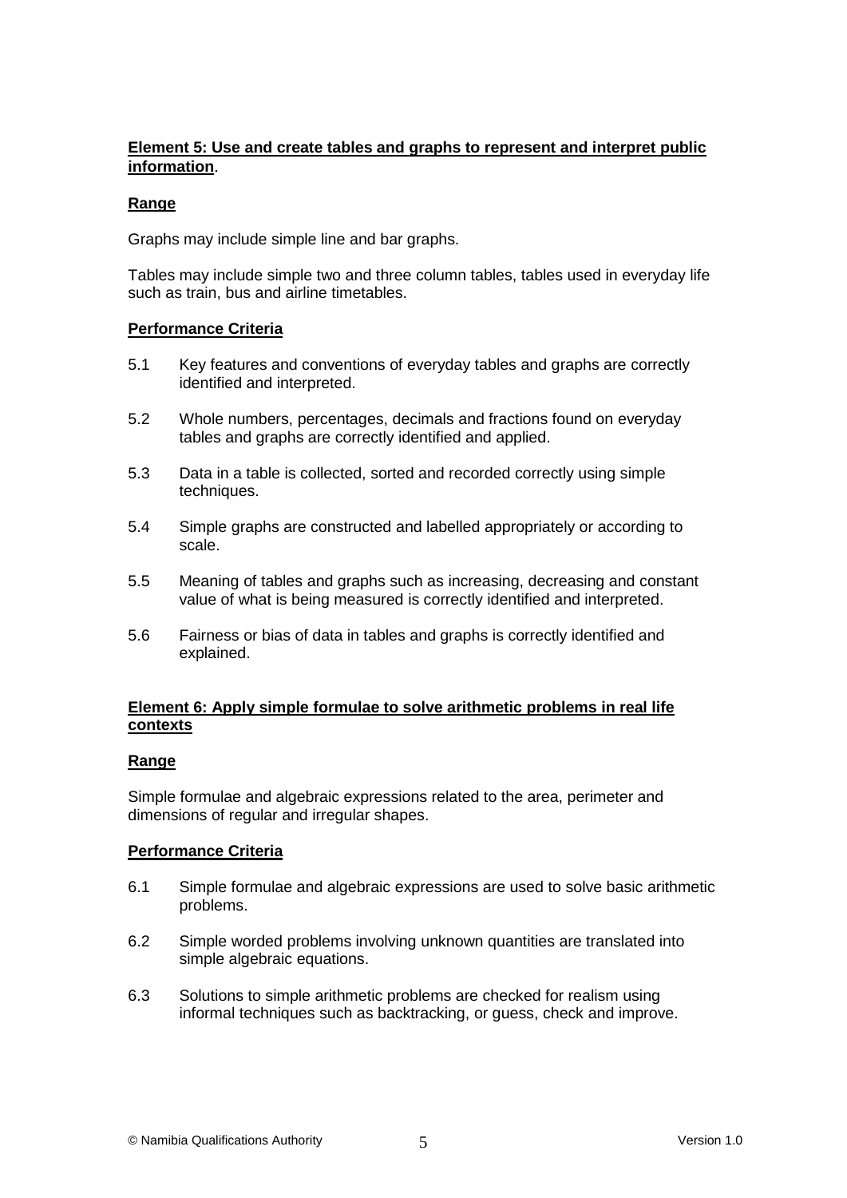**Element 5: Use and create tables and graphs to represent and interpret public information**.

**Range**

Graphs may include simple line and bar graphs.

Tables may include simple two and three column tables, tables used in everyday life such as train, bus and airline timetables.

**Performance Criteria**

5.1 Key features and conventions of everyday tables and graphs are correctly identified and interpreted.

5.2 Whole numbers, percentages, decimals and fractions found on everyday tables and graphs are correctly identified and applied.

5.3 Data in a table is collected, sorted and recorded correctly using simple techniques.

5.4 Simple graphs are constructed and labelled appropriately or according to scale.

5.5 Meaning of tables and graphs such as increasing, decreasing and constant value of what is being measured is correctly identified and interpreted.

5.6 Fairness or bias of data in tables and graphs is correctly identified and explained.

**Element 6: Apply simple formulae to solve arithmetic problems in real life contexts**

**Range**

Simple formulae and algebraic expressions related to the area, perimeter and dimensions of regular and irregular shapes.

**Performance Criteria**

6.1 Simple formulae and algebraic expressions are used to solve basic arithmetic problems.

6.2 Simple worded problems involving unknown quantities are translated into simple algebraic equations.

6.3 Solutions to simple arithmetic problems are checked for realism using informal techniques such as backtracking, or guess, check and improve.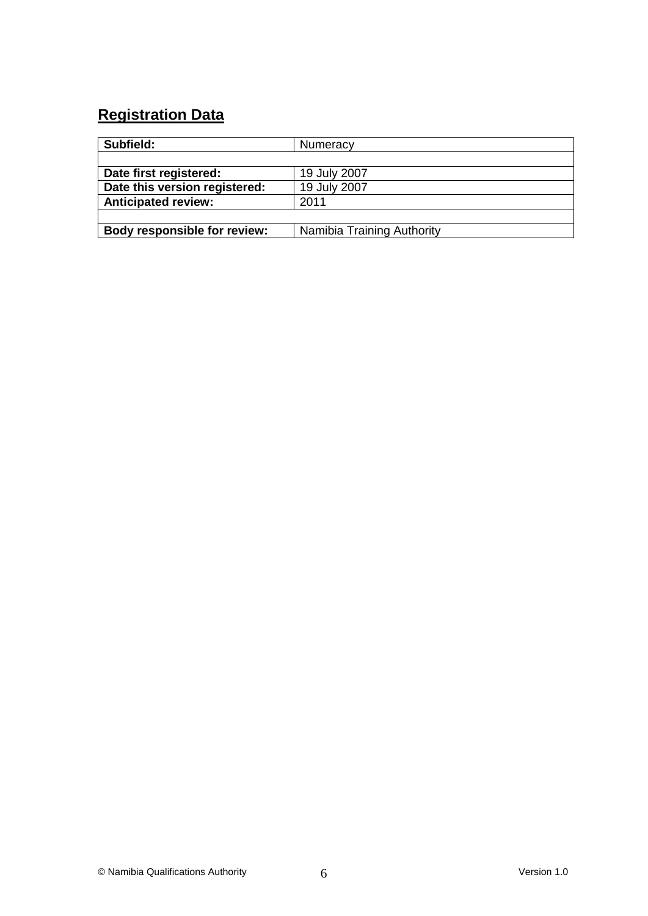## **Registration Data**

| | |
|---|---|
| **Subfield:** | Numeracy |
| | |
| **Date first registered:** | 19 July 2007 |
| **Date this version registered:** | 19 July 2007 |
| **Anticipated review:** | 2011 |
| | |
| **Body responsible for review:** | Namibia Training Authority |